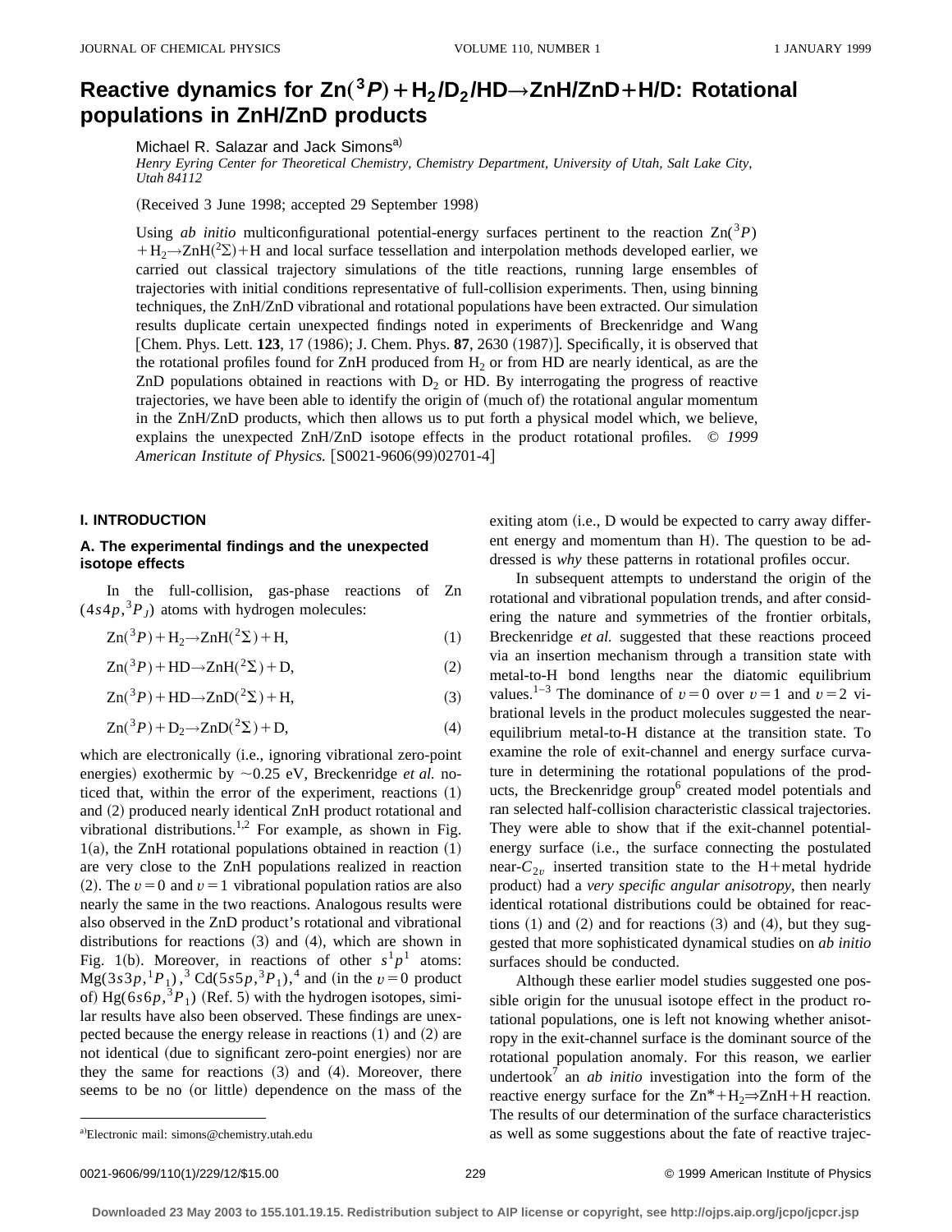# Reactive dynamics for $Zn(^3P)+H_2/D_2/HD \rightarrow ZnH/ZnD+H/D$: Rotational populations in ZnH/ZnD products

Michael R. Salazar and Jack Simons[a)]

*Henry Eyring Center for Theoretical Chemistry, Chemistry Department, University of Utah, Salt Lake City, Utah 84112*

(Received 3 June 1998; accepted 29 September 1998)

Using *ab initio* multiconfigurational potential-energy surfaces pertinent to the reaction $Zn(^3P)+H_2 \rightarrow ZnH(^2\Sigma)+H$ and local surface tessellation and interpolation methods developed earlier, we carried out classical trajectory simulations of the title reactions, running large ensembles of trajectories with initial conditions representative of full-collision experiments. Then, using binning techniques, the ZnH/ZnD vibrational and rotational populations have been extracted. Our simulation results duplicate certain unexpected findings noted in experiments of Breckenridge and Wang [Chem. Phys. Lett. **123**, 17 (1986); J. Chem. Phys. **87**, 2630 (1987)]. Specifically, it is observed that the rotational profiles found for ZnH produced from $H_2$ or from HD are nearly identical, as are the ZnD populations obtained in reactions with $D_2$ or HD. By interrogating the progress of reactive trajectories, we have been able to identify the origin of (much of) the rotational angular momentum in the ZnH/ZnD products, which then allows us to put forth a physical model which, we believe, explains the unexpected ZnH/ZnD isotope effects in the product rotational profiles. © *1999 American Institute of Physics.* [S0021-9606(99)02701-4]

## I. INTRODUCTION

### A. The experimental findings and the unexpected isotope effects

In the full-collision, gas-phase reactions of Zn $(4s4p,^3P_J)$ atoms with hydrogen molecules:

$$Zn(^3P)+H_2 \rightarrow ZnH(^2\Sigma)+H, \tag{1}$$

$$Zn(^3P)+HD \rightarrow ZnH(^2\Sigma)+D, \tag{2}$$

$$Zn(^3P)+HD \rightarrow ZnD(^2\Sigma)+H, \tag{3}$$

$$Zn(^3P)+D_2 \rightarrow ZnD(^2\Sigma)+D, \tag{4}$$

which are electronically (i.e., ignoring vibrational zero-point energies) exothermic by ~0.25 eV, Breckenridge *et al.* noticed that, within the error of the experiment, reactions (1) and (2) produced nearly identical ZnH product rotational and vibrational distributions.[1,2] For example, as shown in Fig. 1(a), the ZnH rotational populations obtained in reaction (1) are very close to the ZnH populations realized in reaction (2). The $v=0$ and $v=1$ vibrational population ratios are also nearly the same in the two reactions. Analogous results were also observed in the ZnD product's rotational and vibrational distributions for reactions (3) and (4), which are shown in Fig. 1(b). Moreover, in reactions of other $s^1p^1$ atoms: $Mg(3s3p,^1P_1)$,[3] $Cd(5s5p,^3P_1)$,[4] and (in the $v=0$ product of) $Hg(6s6p,^3P_1)$ (Ref. 5) with the hydrogen isotopes, similar results have also been observed. These findings are unexpected because the energy release in reactions (1) and (2) are not identical (due to significant zero-point energies) nor are they the same for reactions (3) and (4). Moreover, there seems to be no (or little) dependence on the mass of the exiting atom (i.e., D would be expected to carry away different energy and momentum than H). The question to be addressed is *why* these patterns in rotational profiles occur.

In subsequent attempts to understand the origin of the rotational and vibrational population trends, and after considering the nature and symmetries of the frontier orbitals, Breckenridge *et al.* suggested that these reactions proceed via an insertion mechanism through a transition state with metal-to-H bond lengths near the diatomic equilibrium values.[1–3] The dominance of $v=0$ over $v=1$ and $v=2$ vibrational levels in the product molecules suggested the near-equilibrium metal-to-H distance at the transition state. To examine the role of exit-channel and energy surface curvature in determining the rotational populations of the products, the Breckenridge group[6] created model potentials and ran selected half-collision characteristic classical trajectories. They were able to show that if the exit-channel potential-energy surface (i.e., the surface connecting the postulated near-$C_{2v}$ inserted transition state to the H+metal hydride product) had a *very specific angular anisotropy*, then nearly identical rotational distributions could be obtained for reactions (1) and (2) and for reactions (3) and (4), but they suggested that more sophisticated dynamical studies on *ab initio* surfaces should be conducted.

Although these earlier model studies suggested one possible origin for the unusual isotope effect in the product rotational populations, one is left not knowing whether anisotropy in the exit-channel surface is the dominant source of the rotational population anomaly. For this reason, we earlier undertook[7] an *ab initio* investigation into the form of the reactive energy surface for the $Zn^*+H_2 \Rightarrow ZnH+H$ reaction. The results of our determination of the surface characteristics as well as some suggestions about the fate of reactive trajec-

[a)]Electronic mail: simons@chemistry.utah.edu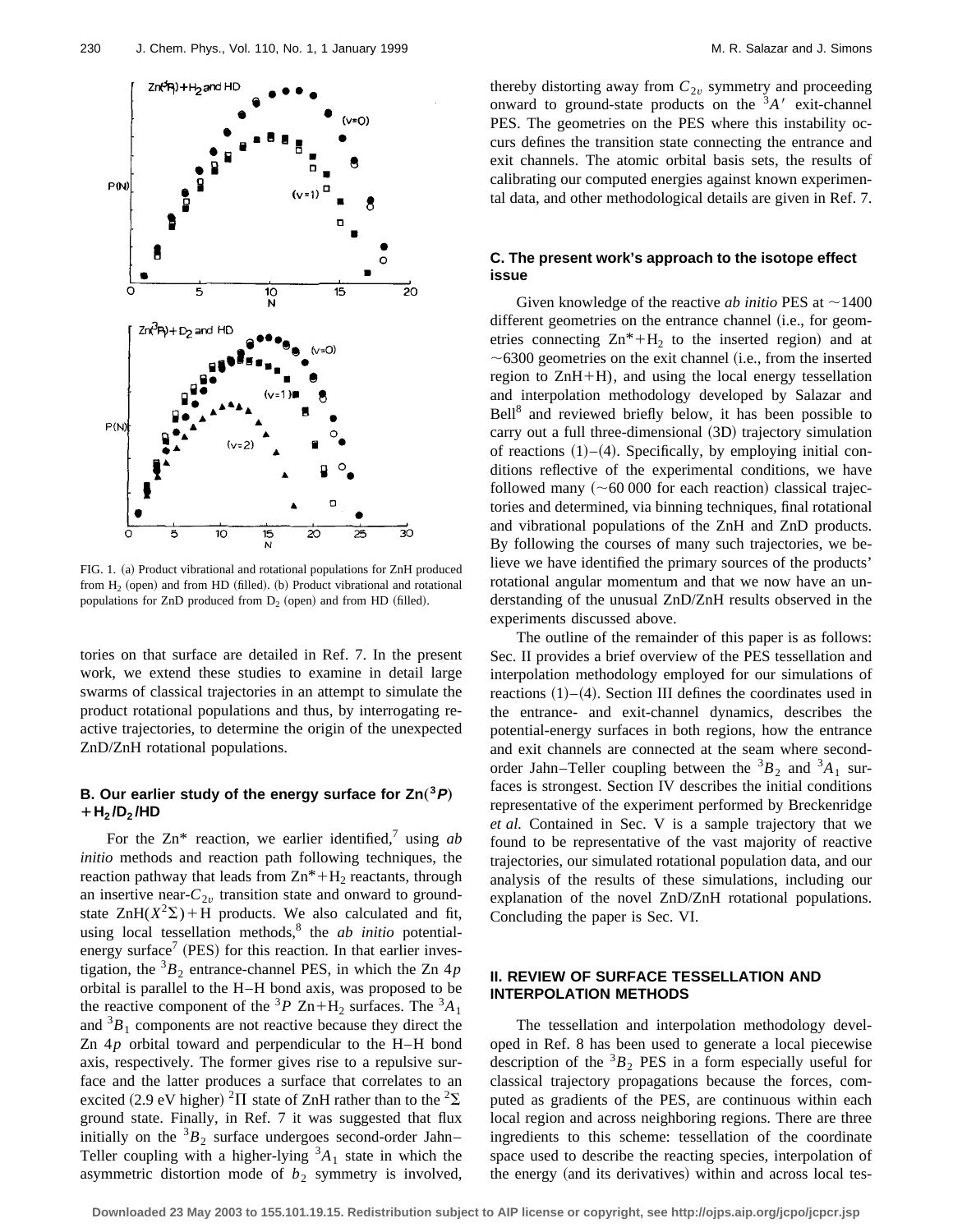FIG. 1. (a) Product vibrational and rotational populations for ZnH produced from $H_2$ (open) and from HD (filled). (b) Product vibrational and rotational populations for ZnD produced from $D_2$ (open) and from HD (filled).

tories on that surface are detailed in Ref. 7. In the present work, we extend these studies to examine in detail large swarms of classical trajectories in an attempt to simulate the product rotational populations and thus, by interrogating reactive trajectories, to determine the origin of the unexpected ZnD/ZnH rotational populations.

### B. Our earlier study of the energy surface for Zn($^3P$) + $H_2$/$D_2$/HD

For the Zn* reaction, we earlier identified,[7] using *ab initio* methods and reaction path following techniques, the reaction pathway that leads from Zn*+$H_2$ reactants, through an insertive near-$C_{2v}$ transition state and onward to ground-state ZnH($X^2\Sigma$)+H products. We also calculated and fit, using local tessellation methods,[8] the *ab initio* potential-energy surface[7] (PES) for this reaction. In that earlier investigation, the $^3B_2$ entrance-channel PES, in which the Zn 4$p$ orbital is parallel to the H–H bond axis, was proposed to be the reactive component of the $^3P$ Zn+$H_2$ surfaces. The $^3A_1$ and $^3B_1$ components are not reactive because they direct the Zn 4$p$ orbital toward and perpendicular to the H–H bond axis, respectively. The former gives rise to a repulsive surface and the latter produces a surface that correlates to an excited (2.9 eV higher) $^2\Pi$ state of ZnH rather than to the $^2\Sigma$ ground state. Finally, in Ref. 7 it was suggested that flux initially on the $^3B_2$ surface undergoes second-order Jahn–Teller coupling with a higher-lying $^3A_1$ state in which the asymmetric distortion mode of $b_2$ symmetry is involved, thereby distorting away from $C_{2v}$ symmetry and proceeding onward to ground-state products on the $^3A'$ exit-channel PES. The geometries on the PES where this instability occurs defines the transition state connecting the entrance and exit channels. The atomic orbital basis sets, the results of calibrating our computed energies against known experimental data, and other methodological details are given in Ref. 7.

### C. The present work's approach to the isotope effect issue

Given knowledge of the reactive *ab initio* PES at ~1400 different geometries on the entrance channel (i.e., for geometries connecting Zn*+$H_2$ to the inserted region) and at ~6300 geometries on the exit channel (i.e., from the inserted region to ZnH+H), and using the local energy tessellation and interpolation methodology developed by Salazar and Bell[8] and reviewed briefly below, it has been possible to carry out a full three-dimensional (3D) trajectory simulation of reactions (1)–(4). Specifically, by employing initial conditions reflective of the experimental conditions, we have followed many (~60 000 for each reaction) classical trajectories and determined, via binning techniques, final rotational and vibrational populations of the ZnH and ZnD products. By following the courses of many such trajectories, we believe we have identified the primary sources of the products' rotational angular momentum and that we now have an understanding of the unusual ZnD/ZnH results observed in the experiments discussed above.

The outline of the remainder of this paper is as follows: Sec. II provides a brief overview of the PES tessellation and interpolation methodology employed for our simulations of reactions (1)–(4). Section III defines the coordinates used in the entrance- and exit-channel dynamics, describes the potential-energy surfaces in both regions, how the entrance and exit channels are connected at the seam where second-order Jahn–Teller coupling between the $^3B_2$ and $^3A_1$ surfaces is strongest. Section IV describes the initial conditions representative of the experiment performed by Breckenridge *et al.* Contained in Sec. V is a sample trajectory that we found to be representative of the vast majority of reactive trajectories, our simulated rotational population data, and our analysis of the results of these simulations, including our explanation of the novel ZnD/ZnH rotational populations. Concluding the paper is Sec. VI.

## II. REVIEW OF SURFACE TESSELLATION AND INTERPOLATION METHODS

The tessellation and interpolation methodology developed in Ref. 8 has been used to generate a local piecewise description of the $^3B_2$ PES in a form especially useful for classical trajectory propagations because the forces, computed as gradients of the PES, are continuous within each local region and across neighboring regions. There are three ingredients to this scheme: tessellation of the coordinate space used to describe the reacting species, interpolation of the energy (and its derivatives) within and across local tes-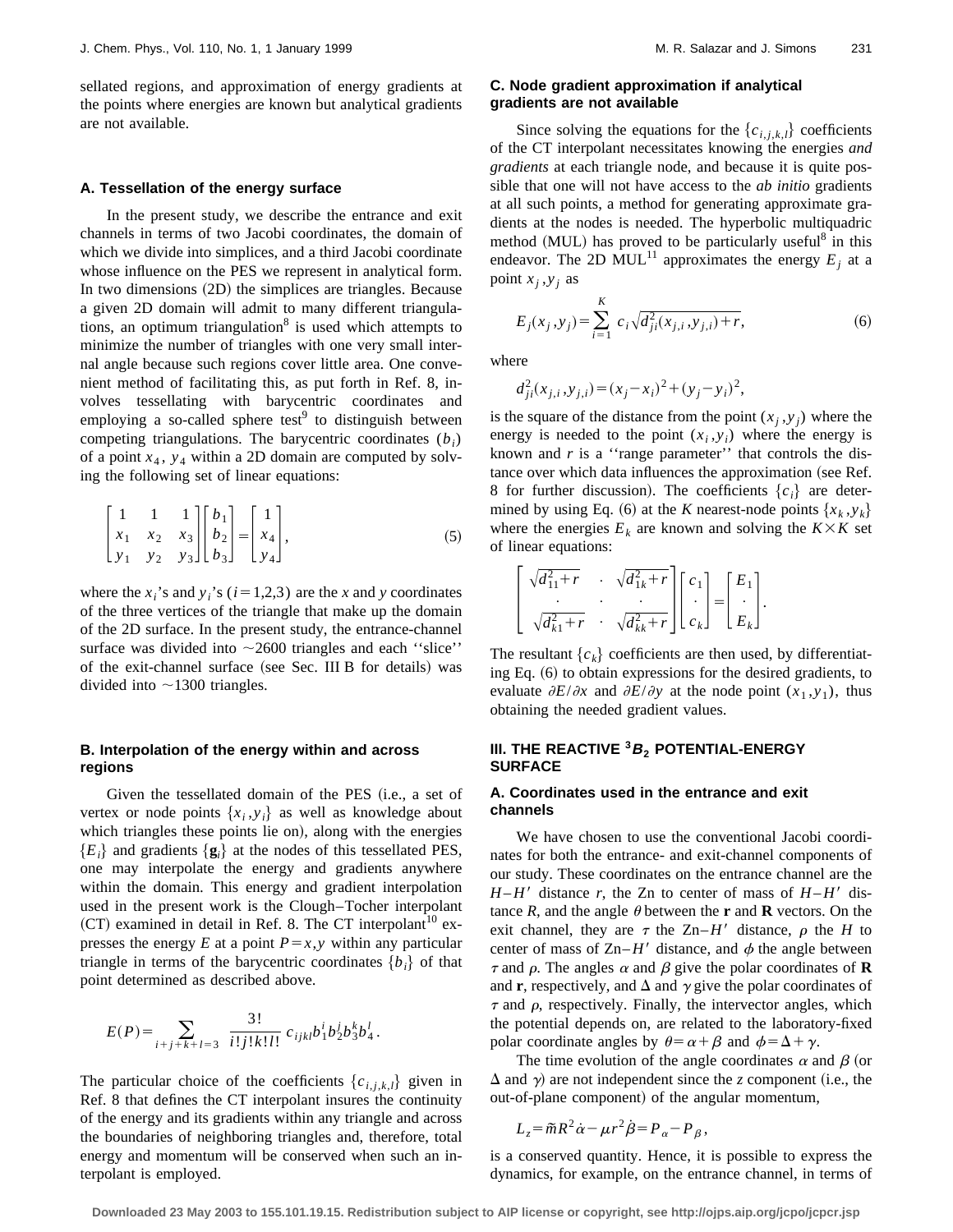sellated regions, and approximation of energy gradients at the points where energies are known but analytical gradients are not available.

### A. Tessellation of the energy surface

In the present study, we describe the entrance and exit channels in terms of two Jacobi coordinates, the domain of which we divide into simplices, and a third Jacobi coordinate whose influence on the PES we represent in analytical form. In two dimensions (2D) the simplices are triangles. Because a given 2D domain will admit to many different triangulations, an optimum triangulation[8] is used which attempts to minimize the number of triangles with one very small internal angle because such regions cover little area. One convenient method of facilitating this, as put forth in Ref. 8, involves tessellating with barycentric coordinates and employing a so-called sphere test[9] to distinguish between competing triangulations. The barycentric coordinates ($b_i$) of a point $x_4$, $y_4$ within a 2D domain are computed by solving the following set of linear equations:

$$\begin{bmatrix} 1 & 1 & 1 \\ x_1 & x_2 & x_3 \\ y_1 & y_2 & y_3 \end{bmatrix} \begin{bmatrix} b_1 \\ b_2 \\ b_3 \end{bmatrix} = \begin{bmatrix} 1 \\ x_4 \\ y_4 \end{bmatrix}, \tag{5}$$

where the $x_i$'s and $y_i$'s ($i=1,2,3$) are the $x$ and $y$ coordinates of the three vertices of the triangle that make up the domain of the 2D surface. In the present study, the entrance-channel surface was divided into ~2600 triangles and each "slice" of the exit-channel surface (see Sec. III B for details) was divided into ~1300 triangles.

### B. Interpolation of the energy within and across regions

Given the tessellated domain of the PES (i.e., a set of vertex or node points $\{x_i, y_i\}$ as well as knowledge about which triangles these points lie on), along with the energies $\{E_i\}$ and gradients $\{\mathbf{g}_i\}$ at the nodes of this tessellated PES, one may interpolate the energy and gradients anywhere within the domain. This energy and gradient interpolation used in the present work is the Clough–Tocher interpolant (CT) examined in detail in Ref. 8. The CT interpolant[10] expresses the energy $E$ at a point $P=x,y$ within any particular triangle in terms of the barycentric coordinates $\{b_i\}$ of that point determined as described above.

$$E(P) = \sum_{i+j+k+l=3} \frac{3!}{i!j!k!l!} c_{ijkl} b_1^i b_2^j b_3^k b_4^l.$$

The particular choice of the coefficients $\{c_{i,j,k,l}\}$ given in Ref. 8 that defines the CT interpolant insures the continuity of the energy and its gradients within any triangle and across the boundaries of neighboring triangles and, therefore, total energy and momentum will be conserved when such an interpolant is employed.

### C. Node gradient approximation if analytical gradients are not available

Since solving the equations for the $\{c_{i,j,k,l}\}$ coefficients of the CT interpolant necessitates knowing the energies *and gradients* at each triangle node, and because it is quite possible that one will not have access to the *ab initio* gradients at all such points, a method for generating approximate gradients at the nodes is needed. The hyperbolic multiquadric method (MUL) has proved to be particularly useful[8] in this endeavor. The 2D MUL[11] approximates the energy $E_j$ at a point $x_j, y_j$ as

$$E_j(x_j, y_j) = \sum_{i=1}^{K} c_i \sqrt{d_{ji}^2(x_{j,i}, y_{j,i}) + r}, \tag{6}$$

where

$$d_{ji}^2(x_{j,i}, y_{j,i}) = (x_j - x_i)^2 + (y_j - y_i)^2,$$

is the square of the distance from the point $(x_j, y_j)$ where the energy is needed to the point $(x_i, y_i)$ where the energy is known and $r$ is a "range parameter" that controls the distance over which data influences the approximation (see Ref. 8 for further discussion). The coefficients $\{c_i\}$ are determined by using Eq. (6) at the $K$ nearest-node points $\{x_k, y_k\}$ where the energies $E_k$ are known and solving the $K \times K$ set of linear equations:

$$\begin{bmatrix} \sqrt{d_{11}^2 + r} & \cdot & \sqrt{d_{1k}^2 + r} \\ \cdot & \cdot & \cdot \\ \sqrt{d_{k1}^2 + r} & \cdot & \sqrt{d_{kk}^2 + r} \end{bmatrix} \begin{bmatrix} c_1 \\ \cdot \\ c_k \end{bmatrix} = \begin{bmatrix} E_1 \\ \cdot \\ E_k \end{bmatrix}.$$

The resultant $\{c_k\}$ coefficients are then used, by differentiating Eq. (6) to obtain expressions for the desired gradients, to evaluate $\partial E/\partial x$ and $\partial E/\partial y$ at the node point $(x_1, y_1)$, thus obtaining the needed gradient values.

## III. THE REACTIVE $^3B_2$ POTENTIAL-ENERGY SURFACE

### A. Coordinates used in the entrance and exit channels

We have chosen to use the conventional Jacobi coordinates for both the entrance- and exit-channel components of our study. These coordinates on the entrance channel are the $H-H'$ distance $r$, the Zn to center of mass of $H-H'$ distance $R$, and the angle $\theta$ between the $\mathbf{r}$ and $\mathbf{R}$ vectors. On the exit channel, they are $\tau$ the Zn–$H'$ distance, $\rho$ the $H$ to center of mass of Zn–$H'$ distance, and $\phi$ the angle between $\tau$ and $\rho$. The angles $\alpha$ and $\beta$ give the polar coordinates of $\mathbf{R}$ and $\mathbf{r}$, respectively, and $\Delta$ and $\gamma$ give the polar coordinates of $\tau$ and $\rho$, respectively. Finally, the intervector angles, which the potential depends on, are related to the laboratory-fixed polar coordinate angles by $\theta = \alpha + \beta$ and $\phi = \Delta + \gamma$.

The time evolution of the angle coordinates $\alpha$ and $\beta$ (or $\Delta$ and $\gamma$) are not independent since the $z$ component (i.e., the out-of-plane component) of the angular momentum,

$$L_z = \tilde{m} R^2 \dot{\alpha} - \mu r^2 \dot{\beta} = P_\alpha - P_\beta,$$

is a conserved quantity. Hence, it is possible to express the dynamics, for example, on the entrance channel, in terms of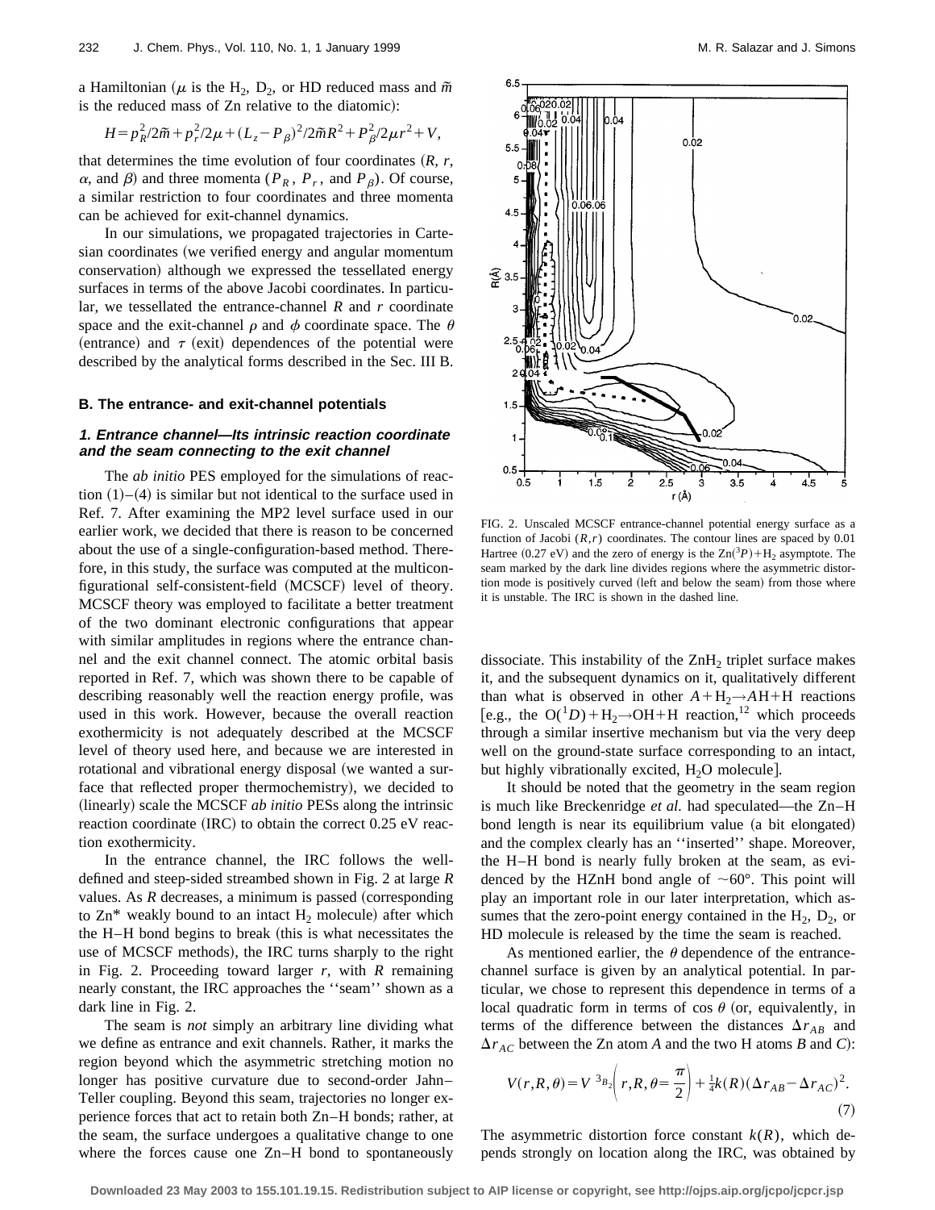a Hamiltonian ($\mu$ is the $H_2$, $D_2$, or HD reduced mass and $\tilde{m}$ is the reduced mass of Zn relative to the diatomic):

$$H = p_R^2/2\tilde{m} + p_r^2/2\mu + (L_z - P_\beta)^2/2\tilde{m}R^2 + P_\beta^2/2\mu r^2 + V,$$

that determines the time evolution of four coordinates ($R$, $r$, $\alpha$, and $\beta$) and three momenta ($P_R$, $P_r$, and $P_\beta$). Of course, a similar restriction to four coordinates and three momenta can be achieved for exit-channel dynamics.

In our simulations, we propagated trajectories in Cartesian coordinates (we verified energy and angular momentum conservation) although we expressed the tessellated energy surfaces in terms of the above Jacobi coordinates. In particular, we tessellated the entrance-channel $R$ and $r$ coordinate space and the exit-channel $\rho$ and $\phi$ coordinate space. The $\theta$ (entrance) and $\tau$ (exit) dependences of the potential were described by the analytical forms described in the Sec. III B.

### B. The entrance- and exit-channel potentials

#### 1. Entrance channel—Its intrinsic reaction coordinate and the seam connecting to the exit channel

The *ab initio* PES employed for the simulations of reaction (1)–(4) is similar but not identical to the surface used in Ref. 7. After examining the MP2 level surface used in our earlier work, we decided that there is reason to be concerned about the use of a single-configuration-based method. Therefore, in this study, the surface was computed at the multiconfigurational self-consistent-field (MCSCF) level of theory. MCSCF theory was employed to facilitate a better treatment of the two dominant electronic configurations that appear with similar amplitudes in regions where the entrance channel and the exit channel connect. The atomic orbital basis reported in Ref. 7, which was shown there to be capable of describing reasonably well the reaction energy profile, was used in this work. However, because the overall reaction exothermicity is not adequately described at the MCSCF level of theory used here, and because we are interested in rotational and vibrational energy disposal (we wanted a surface that reflected proper thermochemistry), we decided to (linearly) scale the MCSCF *ab initio* PESs along the intrinsic reaction coordinate (IRC) to obtain the correct 0.25 eV reaction exothermicity.

In the entrance channel, the IRC follows the well-defined and steep-sided streambed shown in Fig. 2 at large $R$ values. As $R$ decreases, a minimum is passed (corresponding to Zn* weakly bound to an intact $H_2$ molecule) after which the H–H bond begins to break (this is what necessitates the use of MCSCF methods), the IRC turns sharply to the right in Fig. 2. Proceeding toward larger $r$, with $R$ remaining nearly constant, the IRC approaches the "seam" shown as a dark line in Fig. 2.

The seam is *not* simply an arbitrary line dividing what we define as entrance and exit channels. Rather, it marks the region beyond which the asymmetric stretching motion no longer has positive curvature due to second-order Jahn–Teller coupling. Beyond this seam, trajectories no longer experience forces that act to retain both Zn–H bonds; rather, at the seam, the surface undergoes a qualitative change to one where the forces cause one Zn–H bond to spontaneously

FIG. 2. Unscaled MCSCF entrance-channel potential energy surface as a function of Jacobi $(R,r)$ coordinates. The contour lines are spaced by 0.01 Hartree (0.27 eV) and the zero of energy is the Zn($^3P$)+$H_2$ asymptote. The seam marked by the dark line divides regions where the asymmetric distortion mode is positively curved (left and below the seam) from those where it is unstable. The IRC is shown in the dashed line.

dissociate. This instability of the $ZnH_2$ triplet surface makes it, and the subsequent dynamics on it, qualitatively different than what is observed in other $A+H_2 \rightarrow AH+H$ reactions [e.g., the O($^1D$)+$H_2 \rightarrow$OH+H reaction,[12] which proceeds through a similar insertive mechanism but via the very deep well on the ground-state surface corresponding to an intact, but highly vibrationally excited, $H_2O$ molecule].

It should be noted that the geometry in the seam region is much like Breckenridge *et al.* had speculated—the Zn–H bond length is near its equilibrium value (a bit elongated) and the complex clearly has an "inserted" shape. Moreover, the H–H bond is nearly fully broken at the seam, as evidenced by the HZnH bond angle of ~60°. This point will play an important role in our later interpretation, which assumes that the zero-point energy contained in the $H_2$, $D_2$, or HD molecule is released by the time the seam is reached.

As mentioned earlier, the $\theta$ dependence of the entrance-channel surface is given by an analytical potential. In particular, we chose to represent this dependence in terms of a local quadratic form in terms of $\cos\theta$ (or, equivalently, in terms of the difference between the distances $\Delta r_{AB}$ and $\Delta r_{AC}$ between the Zn atom $A$ and the two H atoms $B$ and $C$):

$$V(r,R,\theta) = V^{\,^3B_2}\left(r,R,\theta=\frac{\pi}{2}\right) + \tfrac{1}{4}k(R)(\Delta r_{AB} - \Delta r_{AC})^2. \tag{7}$$

The asymmetric distortion force constant $k(R)$, which depends strongly on location along the IRC, was obtained by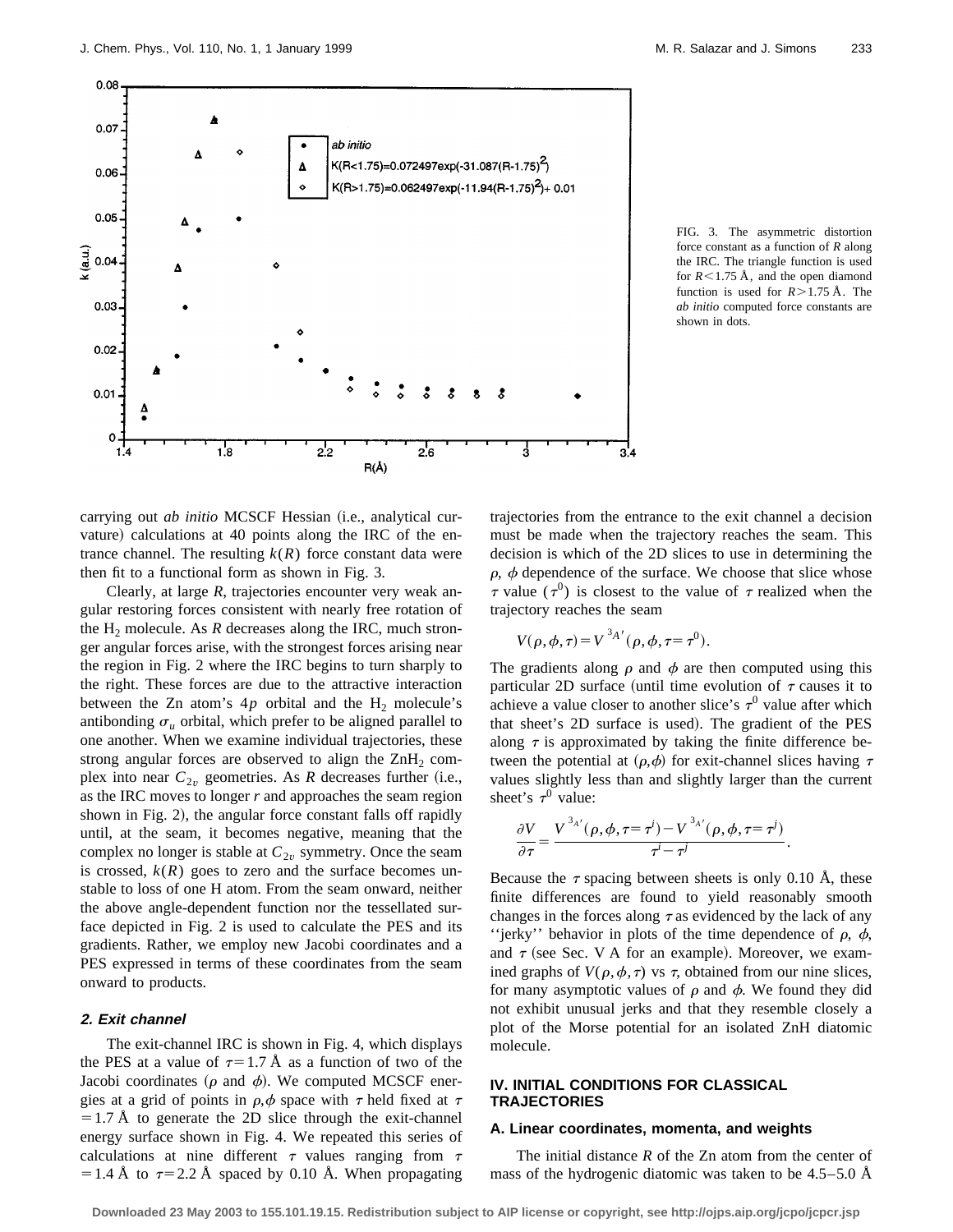FIG. 3. The asymmetric distortion force constant as a function of $R$ along the IRC. The triangle function is used for $R < 1.75$ Å, and the open diamond function is used for $R > 1.75$ Å. The *ab initio* computed force constants are shown in dots.

carrying out *ab initio* MCSCF Hessian (i.e., analytical curvature) calculations at 40 points along the IRC of the entrance channel. The resulting $k(R)$ force constant data were then fit to a functional form as shown in Fig. 3.

Clearly, at large $R$, trajectories encounter very weak angular restoring forces consistent with nearly free rotation of the $H_2$ molecule. As $R$ decreases along the IRC, much stronger angular forces arise, with the strongest forces arising near the region in Fig. 2 where the IRC begins to turn sharply to the right. These forces are due to the attractive interaction between the Zn atom's $4p$ orbital and the $H_2$ molecule's antibonding $\sigma_u$ orbital, which prefer to be aligned parallel to one another. When we examine individual trajectories, these strong angular forces are observed to align the $ZnH_2$ complex into near $C_{2v}$ geometries. As $R$ decreases further (i.e., as the IRC moves to longer $r$ and approaches the seam region shown in Fig. 2), the angular force constant falls off rapidly until, at the seam, it becomes negative, meaning that the complex no longer is stable at $C_{2v}$ symmetry. Once the seam is crossed, $k(R)$ goes to zero and the surface becomes unstable to loss of one H atom. From the seam onward, neither the above angle-dependent function nor the tessellated surface depicted in Fig. 2 is used to calculate the PES and its gradients. Rather, we employ new Jacobi coordinates and a PES expressed in terms of these coordinates from the seam onward to products.

### 2. Exit channel

The exit-channel IRC is shown in Fig. 4, which displays the PES at a value of $\tau = 1.7$ Å as a function of two of the Jacobi coordinates ($\rho$ and $\phi$). We computed MCSCF energies at a grid of points in $\rho,\phi$ space with $\tau$ held fixed at $\tau = 1.7$ Å to generate the 2D slice through the exit-channel energy surface shown in Fig. 4. We repeated this series of calculations at nine different $\tau$ values ranging from $\tau = 1.4$ Å to $\tau = 2.2$ Å spaced by 0.10 Å. When propagating trajectories from the entrance to the exit channel a decision must be made when the trajectory reaches the seam. This decision is which of the 2D slices to use in determining the $\rho$, $\phi$ dependence of the surface. We choose that slice whose $\tau$ value ($\tau^0$) is closest to the value of $\tau$ realized when the trajectory reaches the seam

$$V(\rho,\phi,\tau) = V^{\,^3A'}(\rho,\phi,\tau=\tau^0).$$

The gradients along $\rho$ and $\phi$ are then computed using this particular 2D surface (until time evolution of $\tau$ causes it to achieve a value closer to another slice's $\tau^0$ value after which that sheet's 2D surface is used). The gradient of the PES along $\tau$ is approximated by taking the finite difference between the potential at $(\rho,\phi)$ for exit-channel slices having $\tau$ values slightly less than and slightly larger than the current sheet's $\tau^0$ value:

$$\frac{\partial V}{\partial \tau} = \frac{V^{\,^3A'}(\rho,\phi,\tau=\tau^i) - V^{\,^3A'}(\rho,\phi,\tau=\tau^j)}{\tau^i - \tau^j}.$$

Because the $\tau$ spacing between sheets is only 0.10 Å, these finite differences are found to yield reasonably smooth changes in the forces along $\tau$ as evidenced by the lack of any ''jerky'' behavior in plots of the time dependence of $\rho$, $\phi$, and $\tau$ (see Sec. V A for an example). Moreover, we examined graphs of $V(\rho,\phi,\tau)$ vs $\tau$, obtained from our nine slices, for many asymptotic values of $\rho$ and $\phi$. We found they did not exhibit unusual jerks and that they resemble closely a plot of the Morse potential for an isolated ZnH diatomic molecule.

## IV. INITIAL CONDITIONS FOR CLASSICAL TRAJECTORIES

### A. Linear coordinates, momenta, and weights

The initial distance $R$ of the Zn atom from the center of mass of the hydrogenic diatomic was taken to be 4.5–5.0 Å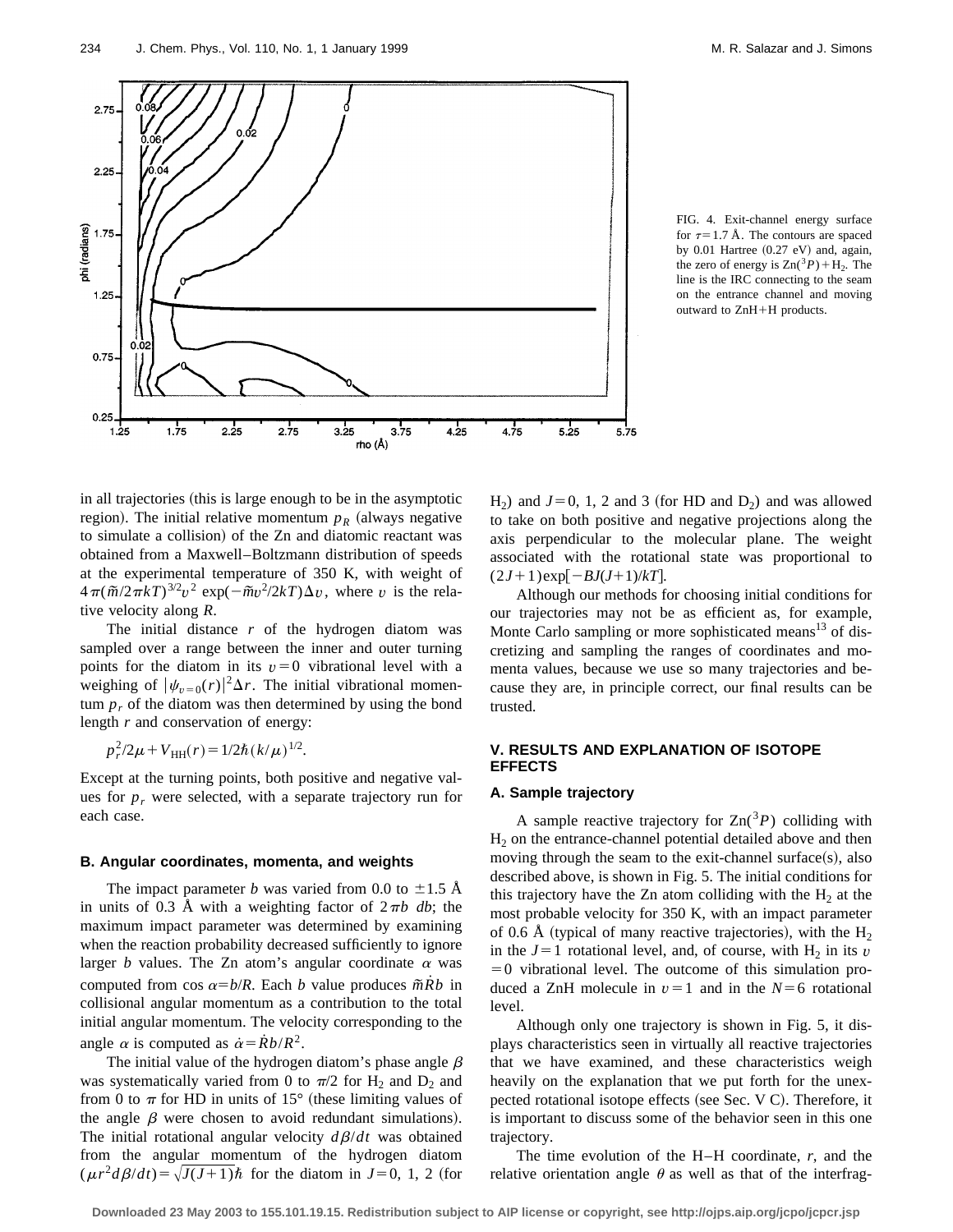FIG. 4. Exit-channel energy surface for $\tau = 1.7$ Å. The contours are spaced by 0.01 Hartree (0.27 eV) and, again, the zero of energy is $Zn(^3P) + H_2$. The line is the IRC connecting to the seam on the entrance channel and moving outward to ZnH+H products.

in all trajectories (this is large enough to be in the asymptotic region). The initial relative momentum $p_R$ (always negative to simulate a collision) of the Zn and diatomic reactant was obtained from a Maxwell–Boltzmann distribution of speeds at the experimental temperature of 350 K, with weight of $4\pi(\tilde{m}/2\pi kT)^{3/2}v^2 \exp(-\tilde{m}v^2/2kT)\Delta v$, where $v$ is the relative velocity along $R$.

The initial distance $r$ of the hydrogen diatom was sampled over a range between the inner and outer turning points for the diatom in its $v=0$ vibrational level with a weighing of $|\psi_{v=0}(r)|^2\Delta r$. The initial vibrational momentum $p_r$ of the diatom was then determined by using the bond length $r$ and conservation of energy:

$$p_r^2/2\mu + V_{HH}(r) = 1/2\hbar(k/\mu)^{1/2}.$$

Except at the turning points, both positive and negative values for $p_r$ were selected, with a separate trajectory run for each case.

### B. Angular coordinates, momenta, and weights

The impact parameter $b$ was varied from 0.0 to $\pm 1.5$ Å in units of 0.3 Å with a weighting factor of $2\pi b\ db$; the maximum impact parameter was determined by examining when the reaction probability decreased sufficiently to ignore larger $b$ values. The Zn atom's angular coordinate $\alpha$ was computed from $\cos \alpha = b/R$. Each $b$ value produces $\tilde{m}\dot{R}b$ in collisional angular momentum as a contribution to the total initial angular momentum. The velocity corresponding to the angle $\alpha$ is computed as $\dot{\alpha} = \dot{R}b/R^2$.

The initial value of the hydrogen diatom's phase angle $\beta$ was systematically varied from 0 to $\pi/2$ for $H_2$ and $D_2$ and from 0 to $\pi$ for HD in units of 15° (these limiting values of the angle $\beta$ were chosen to avoid redundant simulations). The initial rotational angular velocity $d\beta/dt$ was obtained from the angular momentum of the hydrogen diatom $(\mu r^2 d\beta/dt) = \sqrt{J(J+1)}\hbar$ for the diatom in $J=0$, 1, 2 (for $H_2$) and $J=0$, 1, 2 and 3 (for HD and $D_2$) and was allowed to take on both positive and negative projections along the axis perpendicular to the molecular plane. The weight associated with the rotational state was proportional to $(2J+1)\exp[-BJ(J+1)/kT]$.

Although our methods for choosing initial conditions for our trajectories may not be as efficient as, for example, Monte Carlo sampling or more sophisticated means[13] of discretizing and sampling the ranges of coordinates and momenta values, because we use so many trajectories and because they are, in principle correct, our final results can be trusted.

## V. RESULTS AND EXPLANATION OF ISOTOPE EFFECTS

### A. Sample trajectory

A sample reactive trajectory for $Zn(^3P)$ colliding with $H_2$ on the entrance-channel potential detailed above and then moving through the seam to the exit-channel surface(s), also described above, is shown in Fig. 5. The initial conditions for this trajectory have the Zn atom colliding with the $H_2$ at the most probable velocity for 350 K, with an impact parameter of 0.6 Å (typical of many reactive trajectories), with the $H_2$ in the $J=1$ rotational level, and, of course, with $H_2$ in its $v=0$ vibrational level. The outcome of this simulation produced a ZnH molecule in $v=1$ and in the $N=6$ rotational level.

Although only one trajectory is shown in Fig. 5, it displays characteristics seen in virtually all reactive trajectories that we have examined, and these characteristics weigh heavily on the explanation that we put forth for the unexpected rotational isotope effects (see Sec. V C). Therefore, it is important to discuss some of the behavior seen in this one trajectory.

The time evolution of the H–H coordinate, $r$, and the relative orientation angle $\theta$ as well as that of the interfrag-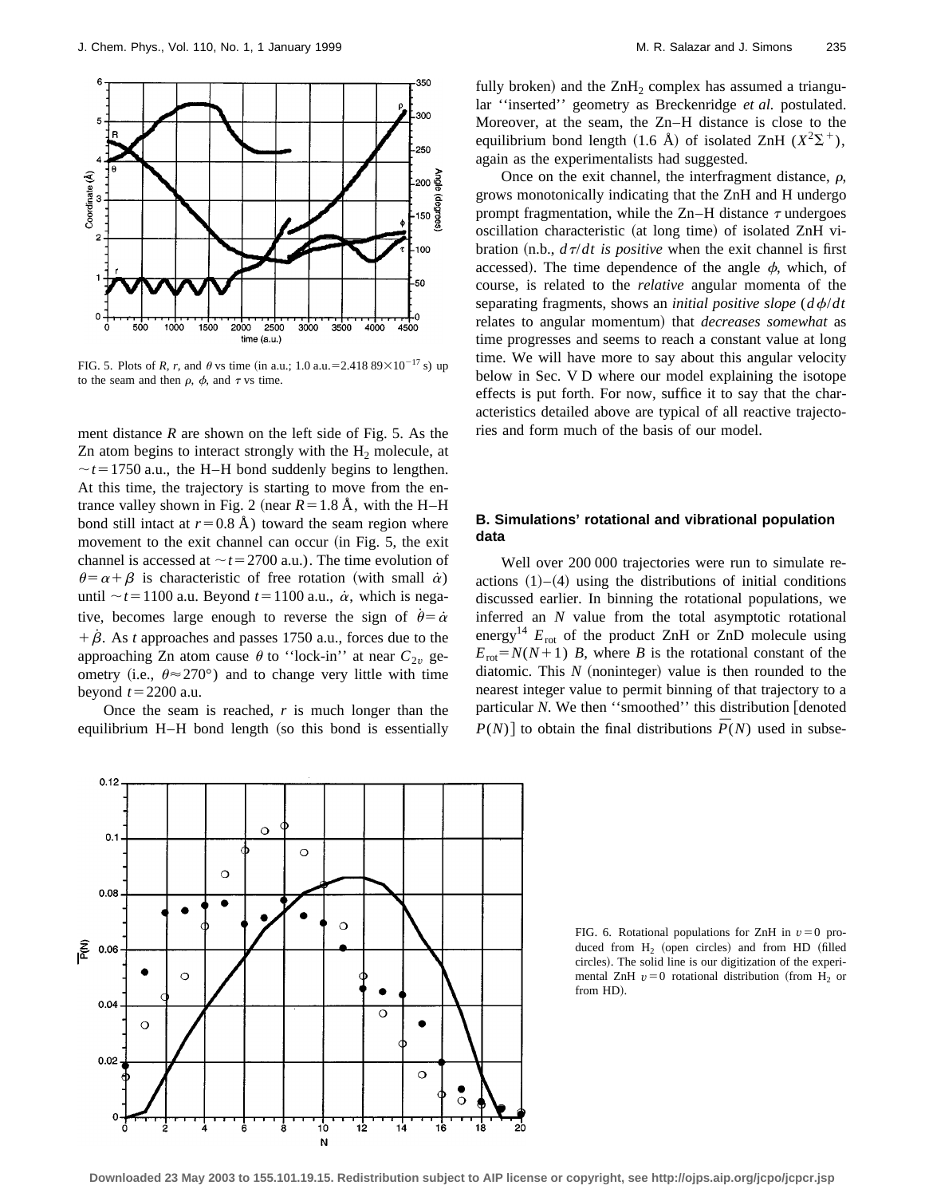FIG. 5. Plots of $R$, $r$, and $\theta$ vs time (in a.u.; 1.0 a.u. $=2.418\ 89\times10^{-17}$ s) up to the seam and then $\rho$, $\phi$, and $\tau$ vs time.

ment distance $R$ are shown on the left side of Fig. 5. As the Zn atom begins to interact strongly with the $H_2$ molecule, at $\sim t=1750$ a.u., the H–H bond suddenly begins to lengthen. At this time, the trajectory is starting to move from the entrance valley shown in Fig. 2 (near $R=1.8$ Å, with the H–H bond still intact at $r=0.8$ Å) toward the seam region where movement to the exit channel can occur (in Fig. 5, the exit channel is accessed at $\sim t=2700$ a.u.). The time evolution of $\theta=\alpha+\beta$ is characteristic of free rotation (with small $\dot{\alpha}$) until $\sim t=1100$ a.u. Beyond $t=1100$ a.u., $\dot{\alpha}$, which is negative, becomes large enough to reverse the sign of $\dot{\theta}=\dot{\alpha}+\dot{\beta}$. As $t$ approaches and passes 1750 a.u., forces due to the approaching Zn atom cause $\theta$ to ''lock-in'' at near $C_{2v}$ geometry (i.e., $\theta\approx270°$) and to change very little with time beyond $t=2200$ a.u.

Once the seam is reached, $r$ is much longer than the equilibrium H–H bond length (so this bond is essentially fully broken) and the $ZnH_2$ complex has assumed a triangular ''inserted'' geometry as Breckenridge *et al.* postulated. Moreover, at the seam, the Zn–H distance is close to the equilibrium bond length (1.6 Å) of isolated ZnH ($X^2\Sigma^+$), again as the experimentalists had suggested.

Once on the exit channel, the interfragment distance, $\rho$, grows monotonically indicating that the ZnH and H undergo prompt fragmentation, while the Zn–H distance $\tau$ undergoes oscillation characteristic (at long time) of isolated ZnH vibration (n.b., $d\tau/dt$ *is positive* when the exit channel is first accessed). The time dependence of the angle $\phi$, which, of course, is related to the *relative* angular momenta of the separating fragments, shows an *initial positive slope* ($d\phi/dt$ relates to angular momentum) that *decreases somewhat* as time progresses and seems to reach a constant value at long time. We will have more to say about this angular velocity below in Sec. V D where our model explaining the isotope effects is put forth. For now, suffice it to say that the characteristics detailed above are typical of all reactive trajectories and form much of the basis of our model.

### B. Simulations' rotational and vibrational population data

Well over 200 000 trajectories were run to simulate reactions (1)–(4) using the distributions of initial conditions discussed earlier. In binning the rotational populations, we inferred an $N$ value from the total asymptotic rotational energy[14] $E_{rot}$ of the product ZnH or ZnD molecule using $E_{rot}=N(N+1)\ B$, where $B$ is the rotational constant of the diatomic. This $N$ (noninteger) value is then rounded to the nearest integer value to permit binning of that trajectory to a particular $N$. We then ''smoothed'' this distribution [denoted $P(N)$] to obtain the final distributions $\bar{P}(N)$ used in subse-

FIG. 6. Rotational populations for ZnH in $v=0$ produced from $H_2$ (open circles) and from HD (filled circles). The solid line is our digitization of the experimental ZnH $v=0$ rotational distribution (from $H_2$ or from HD).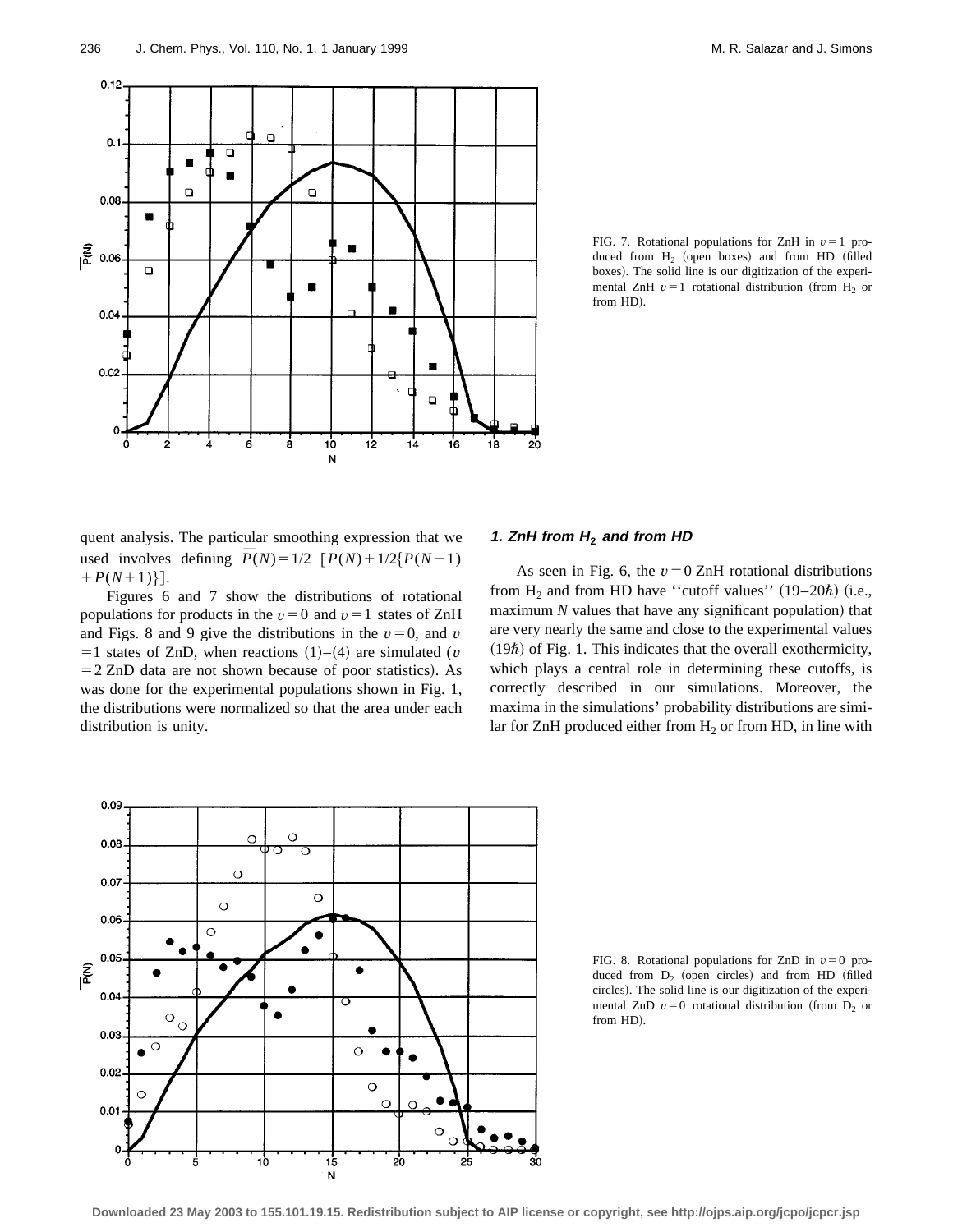FIG. 7. Rotational populations for ZnH in $v=1$ produced from $H_2$ (open boxes) and from HD (filled boxes). The solid line is our digitization of the experimental ZnH $v=1$ rotational distribution (from $H_2$ or from HD).

quent analysis. The particular smoothing expression that we used involves defining $\bar{P}(N)=1/2\ [P(N)+1/2\{P(N-1)+P(N+1)\}]$.

Figures 6 and 7 show the distributions of rotational populations for products in the $v=0$ and $v=1$ states of ZnH and Figs. 8 and 9 give the distributions in the $v=0$, and $v=1$ states of ZnD, when reactions (1)–(4) are simulated ($v=2$ ZnD data are not shown because of poor statistics). As was done for the experimental populations shown in Fig. 1, the distributions were normalized so that the area under each distribution is unity.

#### 1. ZnH from $H_2$ and from HD

As seen in Fig. 6, the $v=0$ ZnH rotational distributions from $H_2$ and from HD have ''cutoff values'' (19–20$\hbar$) (i.e., maximum $N$ values that have any significant population) that are very nearly the same and close to the experimental values (19$\hbar$) of Fig. 1. This indicates that the overall exothermicity, which plays a central role in determining these cutoffs, is correctly described in our simulations. Moreover, the maxima in the simulations' probability distributions are similar for ZnH produced either from $H_2$ or from HD, in line with

FIG. 8. Rotational populations for ZnD in $v=0$ produced from $D_2$ (open circles) and from HD (filled circles). The solid line is our digitization of the experimental ZnD $v=0$ rotational distribution (from $D_2$ or from HD).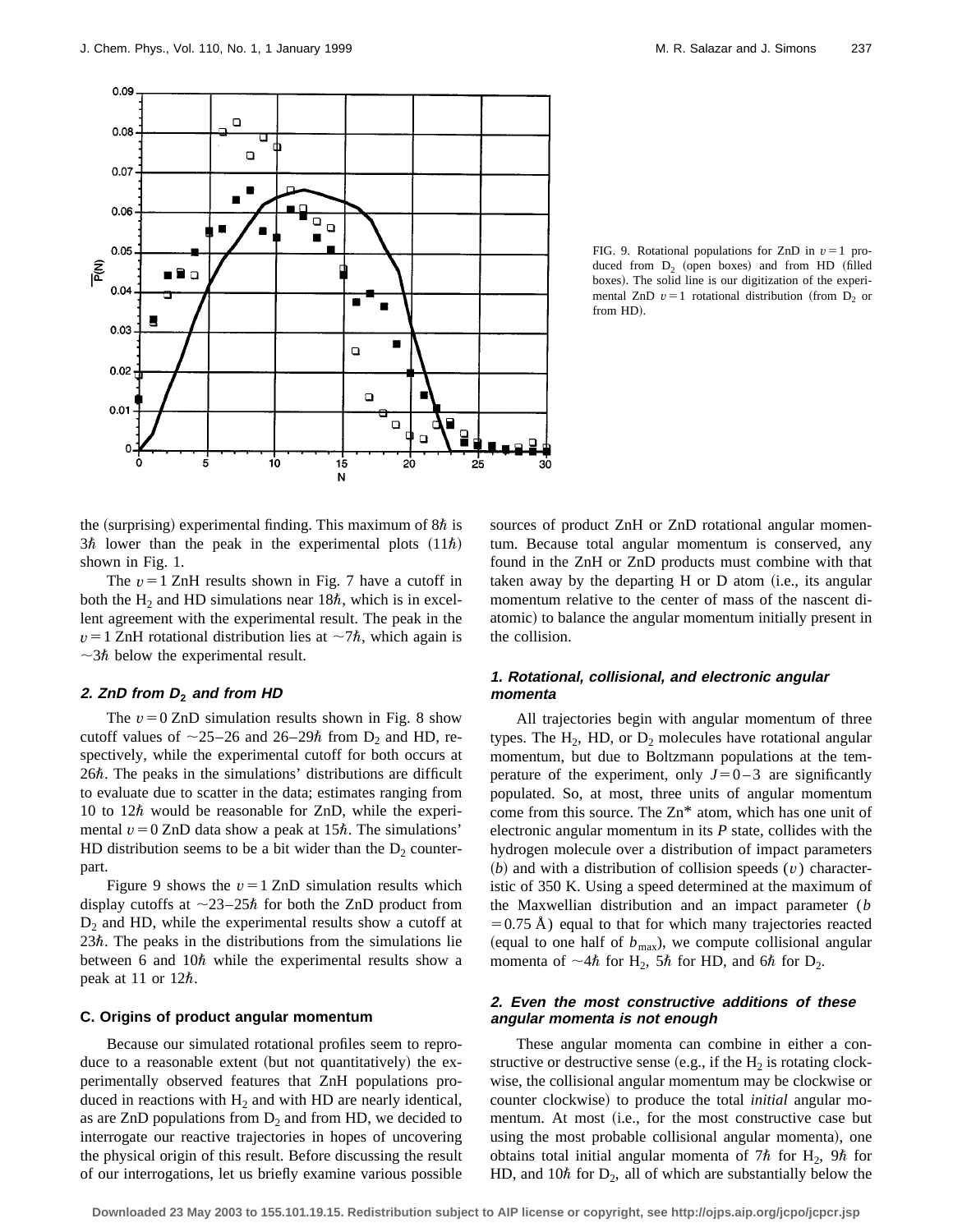FIG. 9. Rotational populations for ZnD in $v=1$ produced from $D_2$ (open boxes) and from HD (filled boxes). The solid line is our digitization of the experimental ZnD $v=1$ rotational distribution (from $D_2$ or from HD).

the (surprising) experimental finding. This maximum of $8\hbar$ is $3\hbar$ lower than the peak in the experimental plots ($11\hbar$) shown in Fig. 1.

The $v=1$ ZnH results shown in Fig. 7 have a cutoff in both the $H_2$ and HD simulations near $18\hbar$, which is in excellent agreement with the experimental result. The peak in the $v=1$ ZnH rotational distribution lies at $\sim 7\hbar$, which again is $\sim 3\hbar$ below the experimental result.

### 2. ZnD from $D_2$ and from HD

The $v=0$ ZnD simulation results shown in Fig. 8 show cutoff values of $\sim 25$–$26$ and $26$–$29\hbar$ from $D_2$ and HD, respectively, while the experimental cutoff for both occurs at $26\hbar$. The peaks in the simulations' distributions are difficult to evaluate due to scatter in the data; estimates ranging from 10 to $12\hbar$ would be reasonable for ZnD, while the experimental $v=0$ ZnD data show a peak at $15\hbar$. The simulations' HD distribution seems to be a bit wider than the $D_2$ counterpart.

Figure 9 shows the $v=1$ ZnD simulation results which display cutoffs at $\sim 23$–$25\hbar$ for both the ZnD product from $D_2$ and HD, while the experimental results show a cutoff at $23\hbar$. The peaks in the distributions from the simulations lie between 6 and $10\hbar$ while the experimental results show a peak at 11 or $12\hbar$.

## C. Origins of product angular momentum

Because our simulated rotational profiles seem to reproduce to a reasonable extent (but not quantitatively) the experimentally observed features that ZnH populations produced in reactions with $H_2$ and with HD are nearly identical, as are ZnD populations from $D_2$ and from HD, we decided to interrogate our reactive trajectories in hopes of uncovering the physical origin of this result. Before discussing the result of our interrogations, let us briefly examine various possible sources of product ZnH or ZnD rotational angular momentum. Because total angular momentum is conserved, any found in the ZnH or ZnD products must combine with that taken away by the departing H or D atom (i.e., its angular momentum relative to the center of mass of the nascent diatomic) to balance the angular momentum initially present in the collision.

### 1. Rotational, collisional, and electronic angular momenta

All trajectories begin with angular momentum of three types. The $H_2$, HD, or $D_2$ molecules have rotational angular momentum, but due to Boltzmann populations at the temperature of the experiment, only $J=0$–$3$ are significantly populated. So, at most, three units of angular momentum come from this source. The Zn* atom, which has one unit of electronic angular momentum in its *P* state, collides with the hydrogen molecule over a distribution of impact parameters ($b$) and with a distribution of collision speeds ($v$) characteristic of 350 K. Using a speed determined at the maximum of the Maxwellian distribution and an impact parameter ($b = 0.75$ Å) equal to that for which many trajectories reacted (equal to one half of $b_{max}$), we compute collisional angular momenta of $\sim 4\hbar$ for $H_2$, $5\hbar$ for HD, and $6\hbar$ for $D_2$.

### 2. Even the most constructive additions of these angular momenta is not enough

These angular momenta can combine in either a constructive or destructive sense (e.g., if the $H_2$ is rotating clockwise, the collisional angular momentum may be clockwise or counter clockwise) to produce the total *initial* angular momentum. At most (i.e., for the most constructive case but using the most probable collisional angular momenta), one obtains total initial angular momenta of $7\hbar$ for $H_2$, $9\hbar$ for HD, and $10\hbar$ for $D_2$, all of which are substantially below the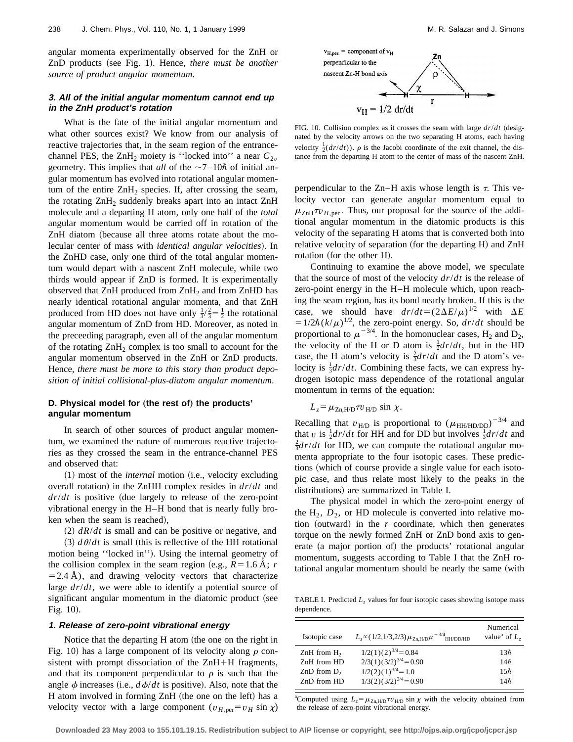angular momenta experimentally observed for the ZnH or ZnD products (see Fig. 1). Hence, *there must be another source of product angular momentum*.

### 3. All of the initial angular momentum cannot end up in the ZnH product's rotation

What is the fate of the initial angular momentum and what other sources exist? We know from our analysis of reactive trajectories that, in the seam region of the entrance-channel PES, the $ZnH_2$ moiety is ''locked into'' a near $C_{2v}$ geometry. This implies that *all* of the $\sim$7–10$\hbar$ of initial angular momentum has evolved into rotational angular momentum of the entire $ZnH_2$ species. If, after crossing the seam, the rotating $ZnH_2$ suddenly breaks apart into an intact ZnH molecule and a departing H atom, only one half of the *total* angular momentum would be carried off in rotation of the ZnH diatom (because all three atoms rotate about the molecular center of mass with *identical angular velocities*). In the ZnHD case, only one third of the total angular momentum would depart with a nascent ZnH molecule, while two thirds would appear if ZnD is formed. It is experimentally observed that ZnH produced from $ZnH_2$ and from ZnHD has nearly identical rotational angular momenta, and that ZnH produced from HD does not have only $\frac{1}{3}/\frac{2}{3}=\frac{1}{2}$ the rotational angular momentum of ZnD from HD. Moreover, as noted in the preceeding paragraph, even all of the angular momentum of the rotating $ZnH_2$ complex is too small to account for the angular momentum observed in the ZnH or ZnD products. Hence, *there must be more to this story than product deposition of initial collisional-plus-diatom angular momentum*.

## D. Physical model for (the rest of) the products' angular momentum

In search of other sources of product angular momentum, we examined the nature of numerous reactive trajectories as they crossed the seam in the entrance-channel PES and observed that:

(1) most of the *internal* motion (i.e., velocity excluding overall rotation) in the ZnHH complex resides in $dr/dt$ and $dr/dt$ is positive (due largely to release of the zero-point vibrational energy in the H–H bond that is nearly fully broken when the seam is reached),

(2) $dR/dt$ is small and can be positive or negative, and

(3) $d\theta/dt$ is small (this is reflective of the HH rotational motion being ''locked in''). Using the internal geometry of the collision complex in the seam region (e.g., $R=1.6$ Å; $r=2.4$ Å), and drawing velocity vectors that characterize large $dr/dt$, we were able to identify a potential source of significant angular momentum in the diatomic product (see Fig. 10).

### 1. Release of zero-point vibrational energy

Notice that the departing H atom (the one on the right in Fig. 10) has a large component of its velocity along $\rho$ consistent with prompt dissociation of the ZnH+H fragments, and that its component perpendicular to $\rho$ is such that the angle $\phi$ increases (i.e., $d\phi/dt$ is positive). Also, note that the H atom involved in forming ZnH (the one on the left) has a velocity vector with a large component ($v_{H,\text{per}}=v_H \sin\chi$) perpendicular to the Zn–H axis whose length is $\tau$. This velocity vector can generate angular momentum equal to $\mu_{\text{ZnH}}\tau v_{H,\text{per}}$. Thus, our proposal for the source of the additional angular momentum in the diatomic products is this velocity of the separating H atoms that is converted both into relative velocity of separation (for the departing H) and ZnH rotation (for the other H).

FIG. 10. Collision complex as it crosses the seam with large $dr/dt$ (designated by the velocity arrows on the two separating H atoms, each having velocity $\frac{1}{2}(dr/dt)$). $\rho$ is the Jacobi coordinate of the exit channel, the distance from the departing H atom to the center of mass of the nascent ZnH.

Continuing to examine the above model, we speculate that the source of most of the velocity $dr/dt$ is the release of zero-point energy in the H–H molecule which, upon reaching the seam region, has its bond nearly broken. If this is the case, we should have $dr/dt=(2\Delta E/\mu)^{1/2}$ with $\Delta E=1/2\hbar(k/\mu)^{1/2}$, the zero-point energy. So, $dr/dt$ should be proportional to $\mu^{-3/4}$. In the homonuclear cases, $H_2$ and $D_2$, the velocity of the H or D atom is $\frac{1}{2}dr/dt$, but in the HD case, the H atom's velocity is $\frac{2}{3}dr/dt$ and the D atom's velocity is $\frac{1}{3}dr/dt$. Combining these facts, we can express hydrogen isotopic mass dependence of the rotational angular momentum in terms of the equation:

$$L_z=\mu_{\text{Zn,H/D}}\tau v_{\text{H/D}}\sin\chi.$$

Recalling that $v_{\text{H/D}}$ is proportional to $(\mu_{\text{HH/HD/DD}})^{-3/4}$ and that $v$ is $\frac{1}{2}dr/dt$ for HH and for DD but involves $\frac{1}{3}dr/dt$ and $\frac{2}{3}dr/dt$ for HD, we can compute the rotational angular momenta appropriate to the four isotopic cases. These predictions (which of course provide a single value for each isotopic case, and thus relate most likely to the peaks in the distributions) are summarized in Table I.

The physical model in which the zero-point energy of the $H_2$, $D_2$, or HD molecule is converted into relative motion (outward) in the $r$ coordinate, which then generates torque on the newly formed ZnH or ZnD bond axis to generate (a major portion of) the products' rotational angular momentum, suggests according to Table I that the ZnH rotational angular momentum should be nearly the same (with

TABLE I. Predicted $L_z$ values for four isotopic cases showing isotope mass dependence.

| Isotopic case | $L_z \propto (1/2,1/3,2/3)\mu_{\text{Zn,H/D}}\mu^{-3/4}_{\text{HH/DD/HD}}$ | Numerical value[a] of $L_z$ |
|---|---|---|
| ZnH from $H_2$ | $1/2(1)(2)^{3/4}=0.84$ | 13$\hbar$ |
| ZnH from HD | $2/3(1)(3/2)^{3/4}=0.90$ | 14$\hbar$ |
| ZnD from $D_2$ | $1/2(2)(1)^{3/4}=1.0$ | 15$\hbar$ |
| ZnD from HD | $1/3(2)(3/2)^{3/4}=0.90$ | 14$\hbar$ |

[a]Computed using $L_z=\mu_{\text{Zn,H/D}}\tau v_{\text{H/D}}\sin\chi$ with the velocity obtained from the release of zero-point vibrational energy.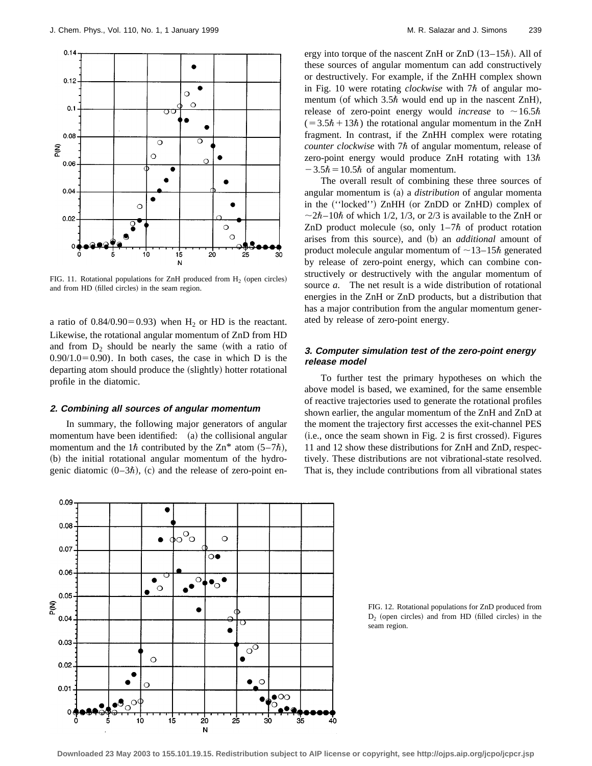FIG. 11. Rotational populations for ZnH produced from $H_2$ (open circles) and from HD (filled circles) in the seam region.

a ratio of $0.84/0.90 = 0.93$) when $H_2$ or HD is the reactant. Likewise, the rotational angular momentum of ZnD from HD and from $D_2$ should be nearly the same (with a ratio of $0.90/1.0 = 0.90$). In both cases, the case in which D is the departing atom should produce the (slightly) hotter rotational profile in the diatomic.

#### 2. Combining all sources of angular momentum

In summary, the following major generators of angular momentum have been identified: (a) the collisional angular momentum and the $1\hbar$ contributed by the Zn* atom ($5$–$7\hbar$), (b) the initial rotational angular momentum of the hydrogenic diatomic ($0$–$3\hbar$), (c) and the release of zero-point energy into torque of the nascent ZnH or ZnD ($13$–$15\hbar$). All of these sources of angular momentum can add constructively or destructively. For example, if the ZnHH complex shown in Fig. 10 were rotating *clockwise* with $7\hbar$ of angular momentum (of which $3.5\hbar$ would end up in the nascent ZnH), release of zero-point energy would *increase* to $\sim 16.5\hbar$ ($= 3.5\hbar + 13\hbar$) the rotational angular momentum in the ZnH fragment. In contrast, if the ZnHH complex were rotating *counter clockwise* with $7\hbar$ of angular momentum, release of zero-point energy would produce ZnH rotating with $13\hbar - 3.5\hbar = 10.5\hbar$ of angular momentum.

The overall result of combining these three sources of angular momentum is (a) a *distribution* of angular momenta in the ("locked") ZnHH (or ZnDD or ZnHD) complex of $\sim 2\hbar$–$10\hbar$ of which 1/2, 1/3, or 2/3 is available to the ZnH or ZnD product molecule (so, only $1$–$7\hbar$ of product rotation arises from this source), and (b) an *additional* amount of product molecule angular momentum of $\sim 13$–$15\hbar$ generated by release of zero-point energy, which can combine constructively or destructively with the angular momentum of source *a*. The net result is a wide distribution of rotational energies in the ZnH or ZnD products, but a distribution that has a major contribution from the angular momentum generated by release of zero-point energy.

#### 3. Computer simulation test of the zero-point energy release model

To further test the primary hypotheses on which the above model is based, we examined, for the same ensemble of reactive trajectories used to generate the rotational profiles shown earlier, the angular momentum of the ZnH and ZnD at the moment the trajectory first accesses the exit-channel PES (i.e., once the seam shown in Fig. 2 is first crossed). Figures 11 and 12 show these distributions for ZnH and ZnD, respectively. These distributions are not vibrational-state resolved. That is, they include contributions from all vibrational states

FIG. 12. Rotational populations for ZnD produced from $D_2$ (open circles) and from HD (filled circles) in the seam region.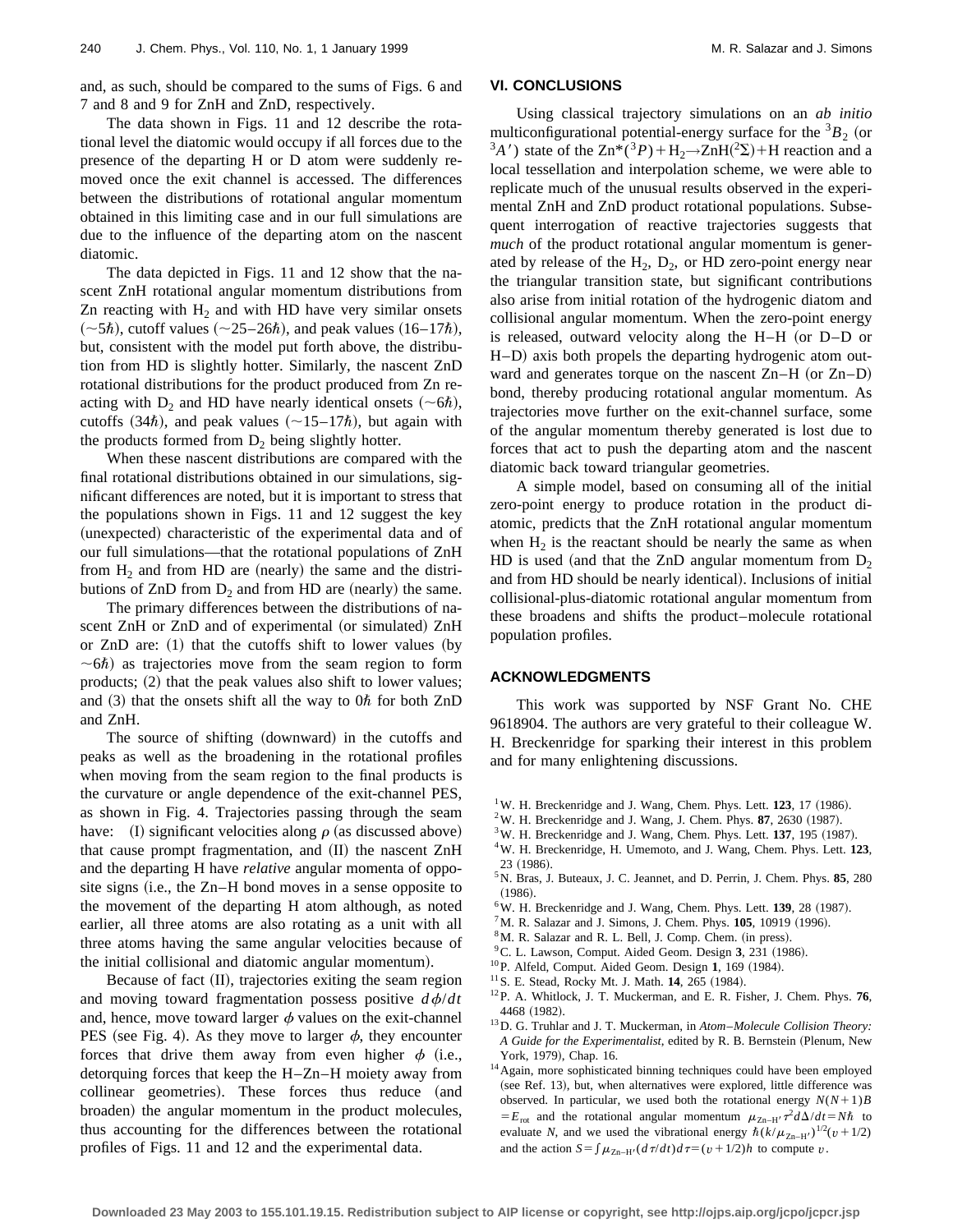and, as such, should be compared to the sums of Figs. 6 and 7 and 8 and 9 for ZnH and ZnD, respectively.

The data shown in Figs. 11 and 12 describe the rotational level the diatomic would occupy if all forces due to the presence of the departing H or D atom were suddenly removed once the exit channel is accessed. The differences between the distributions of rotational angular momentum obtained in this limiting case and in our full simulations are due to the influence of the departing atom on the nascent diatomic.

The data depicted in Figs. 11 and 12 show that the nascent ZnH rotational angular momentum distributions from Zn reacting with $H_2$ and with HD have very similar onsets ($\sim 5\hbar$), cutoff values ($\sim 25$–$26\hbar$), and peak values ($16$–$17\hbar$), but, consistent with the model put forth above, the distribution from HD is slightly hotter. Similarly, the nascent ZnD rotational distributions for the product produced from Zn reacting with $D_2$ and HD have nearly identical onsets ($\sim 6\hbar$), cutoffs ($34\hbar$), and peak values ($\sim 15$–$17\hbar$), but again with the products formed from $D_2$ being slightly hotter.

When these nascent distributions are compared with the final rotational distributions obtained in our simulations, significant differences are noted, but it is important to stress that the populations shown in Figs. 11 and 12 suggest the key (unexpected) characteristic of the experimental data and of our full simulations—that the rotational populations of ZnH from $H_2$ and from HD are (nearly) the same and the distributions of ZnD from $D_2$ and from HD are (nearly) the same.

The primary differences between the distributions of nascent ZnH or ZnD and of experimental (or simulated) ZnH or ZnD are: (1) that the cutoffs shift to lower values (by $\sim 6\hbar$) as trajectories move from the seam region to form products; (2) that the peak values also shift to lower values; and (3) that the onsets shift all the way to $0\hbar$ for both ZnD and ZnH.

The source of shifting (downward) in the cutoffs and peaks as well as the broadening in the rotational profiles when moving from the seam region to the final products is the curvature or angle dependence of the exit-channel PES, as shown in Fig. 4. Trajectories passing through the seam have: (I) significant velocities along $\rho$ (as discussed above) that cause prompt fragmentation, and (II) the nascent ZnH and the departing H have *relative* angular momenta of opposite signs (i.e., the Zn–H bond moves in a sense opposite to the movement of the departing H atom although, as noted earlier, all three atoms are also rotating as a unit with all three atoms having the same angular velocities because of the initial collisional and diatomic angular momentum).

Because of fact (II), trajectories exiting the seam region and moving toward fragmentation possess positive $d\phi/dt$ and, hence, move toward larger $\phi$ values on the exit-channel PES (see Fig. 4). As they move to larger $\phi$, they encounter forces that drive them away from even higher $\phi$ (i.e., detorquing forces that keep the H–Zn–H moiety away from collinear geometries). These forces thus reduce (and broaden) the angular momentum in the product molecules, thus accounting for the differences between the rotational profiles of Figs. 11 and 12 and the experimental data.

## VI. CONCLUSIONS

Using classical trajectory simulations on an *ab initio* multiconfigurational potential-energy surface for the $^3B_2$ (or $^3A'$) state of the $Zn^*(^3P)+H_2 \rightarrow ZnH(^2\Sigma)+H$ reaction and a local tessellation and interpolation scheme, we were able to replicate much of the unusual results observed in the experimental ZnH and ZnD product rotational populations. Subsequent interrogation of reactive trajectories suggests that *much* of the product rotational angular momentum is generated by release of the $H_2$, $D_2$, or HD zero-point energy near the triangular transition state, but significant contributions also arise from initial rotation of the hydrogenic diatom and collisional angular momentum. When the zero-point energy is released, outward velocity along the H–H (or D–D or H–D) axis both propels the departing hydrogenic atom outward and generates torque on the nascent Zn–H (or Zn–D) bond, thereby producing rotational angular momentum. As trajectories move further on the exit-channel surface, some of the angular momentum thereby generated is lost due to forces that act to push the departing atom and the nascent diatomic back toward triangular geometries.

A simple model, based on consuming all of the initial zero-point energy to produce rotation in the product diatomic, predicts that the ZnH rotational angular momentum when $H_2$ is the reactant should be nearly the same as when HD is used (and that the ZnD angular momentum from $D_2$ and from HD should be nearly identical). Inclusions of initial collisional-plus-diatomic rotational angular momentum from these broadens and shifts the product–molecule rotational population profiles.

## ACKNOWLEDGMENTS

This work was supported by NSF Grant No. CHE 9618904. The authors are very grateful to their colleague W. H. Breckenridge for sparking their interest in this problem and for many enlightening discussions.

[1] W. H. Breckenridge and J. Wang, Chem. Phys. Lett. **123**, 17 (1986).
[2] W. H. Breckenridge and J. Wang, J. Chem. Phys. **87**, 2630 (1987).
[3] W. H. Breckenridge and J. Wang, Chem. Phys. Lett. **137**, 195 (1987).
[4] W. H. Breckenridge, H. Umemoto, and J. Wang, Chem. Phys. Lett. **123**, 23 (1986).
[5] N. Bras, J. Buteaux, J. C. Jeannet, and D. Perrin, J. Chem. Phys. **85**, 280 (1986).
[6] W. H. Breckenridge and J. Wang, Chem. Phys. Lett. **139**, 28 (1987).
[7] M. R. Salazar and J. Simons, J. Chem. Phys. **105**, 10919 (1996).
[8] M. R. Salazar and R. L. Bell, J. Comp. Chem. (in press).
[9] C. L. Lawson, Comput. Aided Geom. Design **3**, 231 (1986).
[10] P. Alfeld, Comput. Aided Geom. Design **1**, 169 (1984).
[11] S. E. Stead, Rocky Mt. J. Math. **14**, 265 (1984).
[12] P. A. Whitlock, J. T. Muckerman, and E. R. Fisher, J. Chem. Phys. **76**, 4468 (1982).
[13] D. G. Truhlar and J. T. Muckerman, in *Atom–Molecule Collision Theory: A Guide for the Experimentalist*, edited by R. B. Bernstein (Plenum, New York, 1979), Chap. 16.
[14] Again, more sophisticated binning techniques could have been employed (see Ref. 13), but, when alternatives were explored, little difference was observed. In particular, we used both the rotational energy $N(N+1)B = E_{\rm rot}$ and the rotational angular momentum $\mu_{\rm Zn-H'}\tau^2 d\Delta/dt = N\hbar$ to evaluate $N$, and we used the vibrational energy $\hbar(k/\mu_{\rm Zn-H'})^{1/2}(v+1/2)$ and the action $S=\int \mu_{\rm Zn-H'}(d\tau/dt)d\tau=(v+1/2)h$ to compute $v$.